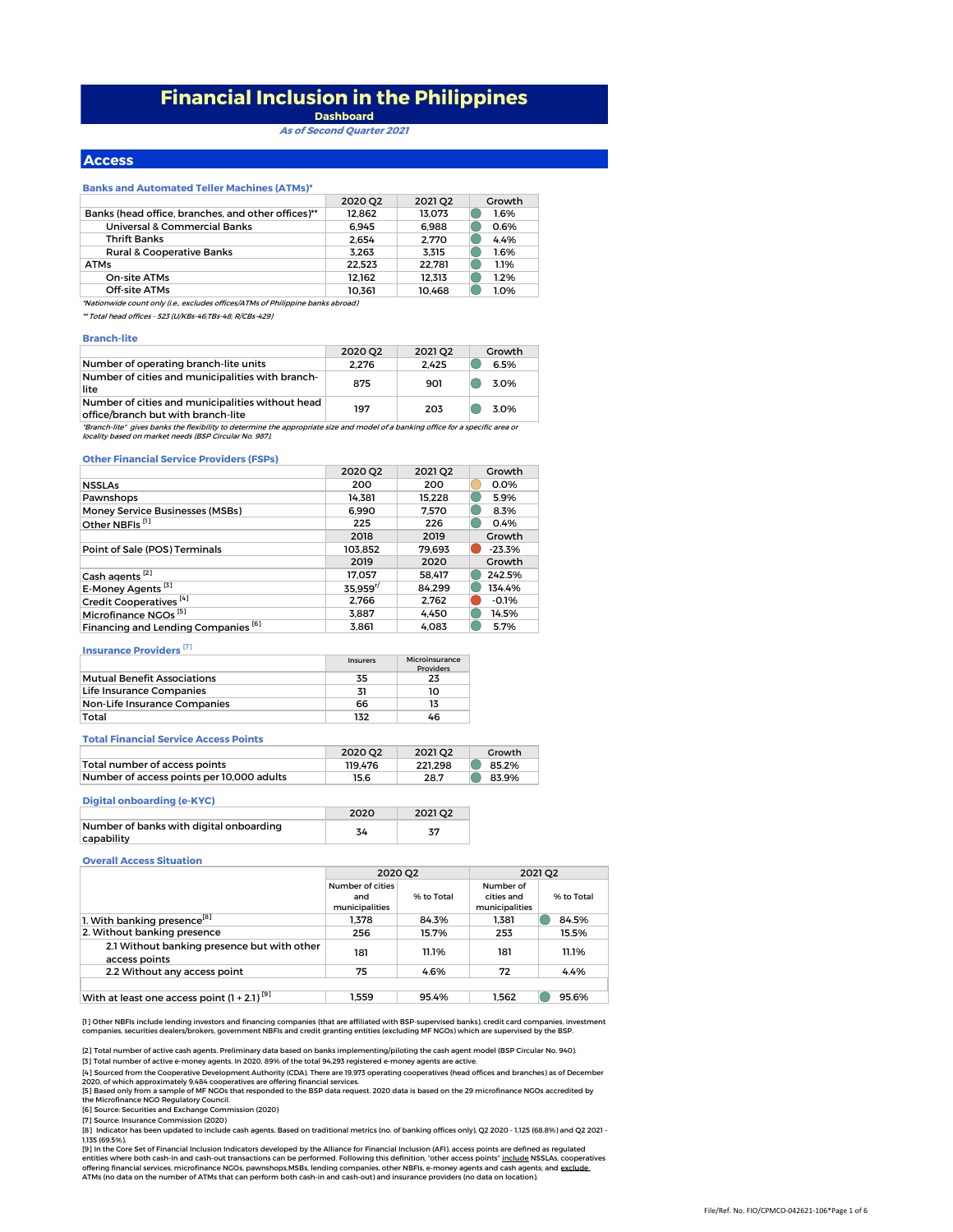# Financial Inclusion in the Philippines

**Dashboard**

***As of Second Quarter 2021***

## Access

### Banks and Automated Teller Machines (ATMs)*

| | 2020 Q2 | 2021 Q2 | Growth |
|---|---|---|---|
| Banks (head office, branches, and other offices)** | 12,862 | 13,073 | 1.6% |
| Universal & Commercial Banks | 6,945 | 6,988 | 0.6% |
| Thrift Banks | 2,654 | 2,770 | 4.4% |
| Rural & Cooperative Banks | 3,263 | 3,315 | 1.6% |
| ATMs | 22,523 | 22,781 | 1.1% |
| On-site ATMs | 12,162 | 12,313 | 1.2% |
| Off-site ATMs | 10,361 | 10,468 | 1.0% |

*Nationwide count only (i.e., excludes offices/ATMs of Philippine banks abroad)*

*** Total head offices - 523 (U/KBs-46;TBs-48; R/CBs-429)*

### Branch-lite

| | 2020 Q2 | 2021 Q2 | Growth |
|---|---|---|---|
| Number of operating branch-lite units | 2,276 | 2,425 | 6.5% |
| Number of cities and municipalities with branch-lite | 875 | 901 | 3.0% |
| Number of cities and municipalities without head office/branch but with branch-lite | 197 | 203 | 3.0% |

*"Branch-lite" gives banks the flexibility to determine the appropriate size and model of a banking office for a specific area or locality based on market needs (BSP Circular No. 987).*

### Other Financial Service Providers (FSPs)

| | 2020 Q2 | 2021 Q2 | Growth |
|---|---|---|---|
| NSSLAs | 200 | 200 | 0.0% |
| Pawnshops | 14,381 | 15,228 | 5.9% |
| Money Service Businesses (MSBs) | 6,990 | 7,570 | 8.3% |
| Other NBFIs [1] | 225 | 226 | 0.4% |
| | **2018** | **2019** | **Growth** |
| Point of Sale (POS) Terminals | 103,852 | 79,693 | -23.3% |
| | **2019** | **2020** | **Growth** |
| Cash agents [2] | 17,057 | 58,417 | 242.5% |
| E-Money Agents [3] | 35,959r/ | 84,299 | 134.4% |
| Credit Cooperatives [4] | 2,766 | 2,762 | -0.1% |
| Microfinance NGOs [5] | 3,887 | 4,450 | 14.5% |
| Financing and Lending Companies [6] | 3,861 | 4,083 | 5.7% |

### Insurance Providers [7]

| | Insurers | Microinsurance Providers |
|---|---|---|
| Mutual Benefit Associations | 35 | 23 |
| Life Insurance Companies | 31 | 10 |
| Non-Life Insurance Companies | 66 | 13 |
| Total | 132 | 46 |

### Total Financial Service Access Points

| | 2020 Q2 | 2021 Q2 | Growth |
|---|---|---|---|
| Total number of access points | 119,476 | 221,298 | 85.2% |
| Number of access points per 10,000 adults | 15.6 | 28.7 | 83.9% |

### Digital onboarding (e-KYC)

| | 2020 | 2021 Q2 |
|---|---|---|
| Number of banks with digital onboarding capability | 34 | 37 |

### Overall Access Situation

| | 2020 Q2 | | 2021 Q2 | |
|---|---|---|---|---|
| | Number of cities and municipalities | % to Total | Number of cities and municipalities | % to Total |
| 1. With banking presence[8] | 1,378 | 84.3% | 1,381 | 84.5% |
| 2. Without banking presence | 256 | 15.7% | 253 | 15.5% |
| 2.1 Without banking presence but with other access points | 181 | 11.1% | 181 | 11.1% |
| 2.2 Without any access point | 75 | 4.6% | 72 | 4.4% |
| With at least one access point (1 + 2.1) [9] | 1,559 | 95.4% | 1,562 | 95.6% |

[1] Other NBFIs include lending investors and financing companies (that are affiliated with BSP-supervised banks), credit card companies, investment companies, securities dealers/brokers, government NBFIs and credit granting entities (excluding MF NGOs) which are supervised by the BSP.

[2] Total number of active cash agents. Preliminary data based on banks implementing/piloting the cash agent model (BSP Circular No. 940).

[3] Total number of active e-money agents. In 2020, 89% of the total 94,293 registered e-money agents are active.

[4] Sourced from the Cooperative Development Authority (CDA). There are 19,973 operating cooperatives (head offices and branches) as of December 2020, of which approximately 9,484 cooperatives are offering financial services.

[5] Based only from a sample of MF NGOs that responded to the BSP data request. 2020 data is based on the 29 microfinance NGOs accredited by the Microfinance NGO Regulatory Council.

[6] Source: Securities and Exchange Commission (2020)

[7] Source: Insurance Commission (2020)

[8] Indicator has been updated to include cash agents. Based on traditional metrics (no. of banking offices only), Q2 2020 - 1,125 (68.8%) and Q2 2021 - 1,135 (69.5%).

[9] In the Core Set of Financial Inclusion Indicators developed by the Alliance for Financial Inclusion (AFI), access points are defined as regulated entities where both cash-in and cash-out transactions can be performed. Following this definition, "other access points" include NSSLAs, cooperatives offering financial services, microfinance NGOs, pawnshops,MSBs, lending companies, other NBFIs, e-money agents and cash agents; and exclude ATMs (no data on the number of ATMs that can perform both cash-in and cash-out) and insurance providers (no data on location).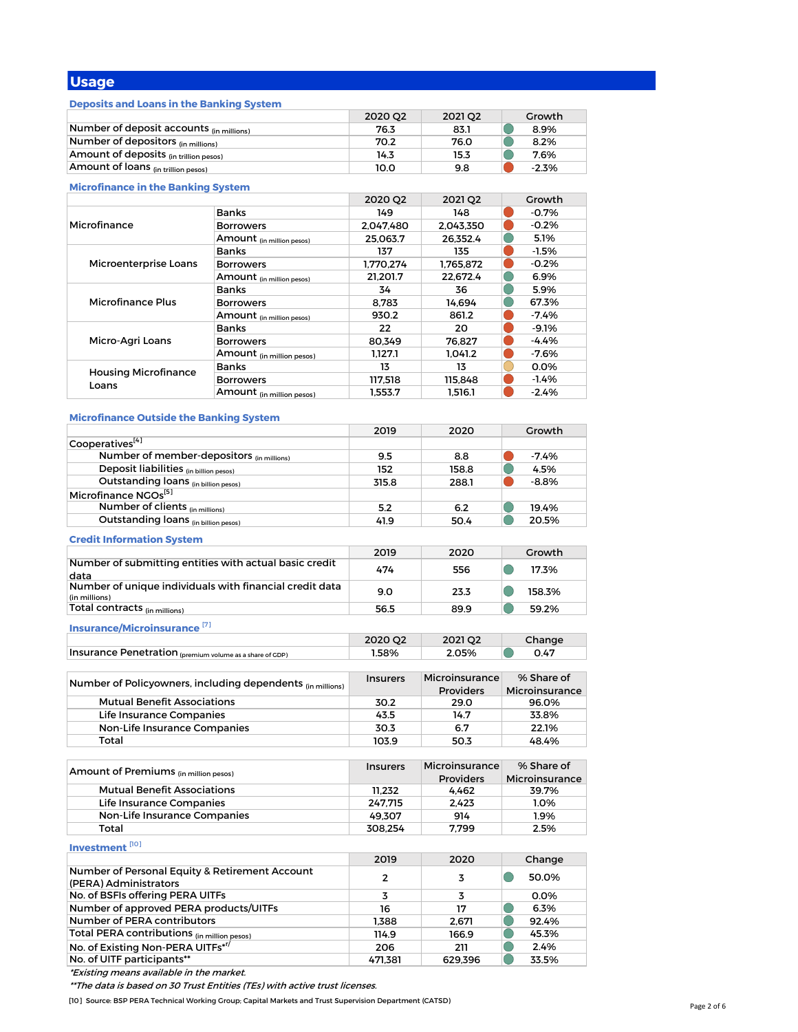## Usage

### Deposits and Loans in the Banking System

| | 2020 Q2 | 2021 Q2 | Growth |
|---|---|---|---|
| Number of deposit accounts (in millions) | 76.3 | 83.1 | 8.9% |
| Number of depositors (in millions) | 70.2 | 76.0 | 8.2% |
| Amount of deposits (in trillion pesos) | 14.3 | 15.3 | 7.6% |
| Amount of loans (in trillion pesos) | 10.0 | 9.8 | -2.3% |

### Microfinance in the Banking System

| | | 2020 Q2 | 2021 Q2 | Growth |
|---|---|---|---|---|
| Microfinance | Banks | 149 | 148 | -0.7% |
| | Borrowers | 2,047,480 | 2,043,350 | -0.2% |
| | Amount (in million pesos) | 25,063.7 | 26,352.4 | 5.1% |
| Microenterprise Loans | Banks | 137 | 135 | -1.5% |
| | Borrowers | 1,770,274 | 1,765,872 | -0.2% |
| | Amount (in million pesos) | 21,201.7 | 22,672.4 | 6.9% |
| Microfinance Plus | Banks | 34 | 36 | 5.9% |
| | Borrowers | 8,783 | 14,694 | 67.3% |
| | Amount (in million pesos) | 930.2 | 861.2 | -7.4% |
| Micro-Agri Loans | Banks | 22 | 20 | -9.1% |
| | Borrowers | 80,349 | 76,827 | -4.4% |
| | Amount (in million pesos) | 1,127.1 | 1,041.2 | -7.6% |
| Housing Microfinance Loans | Banks | 13 | 13 | 0.0% |
| | Borrowers | 117,518 | 115,848 | -1.4% |
| | Amount (in million pesos) | 1,553.7 | 1,516.1 | -2.4% |

### Microfinance Outside the Banking System

| | 2019 | 2020 | Growth |
|---|---|---|---|
| Cooperatives[4] | | | |
| Number of member-depositors (in millions) | 9.5 | 8.8 | -7.4% |
| Deposit liabilities (in billion pesos) | 152 | 158.8 | 4.5% |
| Outstanding loans (in billion pesos) | 315.8 | 288.1 | -8.8% |
| Microfinance NGOs[5] | | | |
| Number of clients (in millions) | 5.2 | 6.2 | 19.4% |
| Outstanding loans (in billion pesos) | 41.9 | 50.4 | 20.5% |

### Credit Information System

| | 2019 | 2020 | Growth |
|---|---|---|---|
| Number of submitting entities with actual basic credit data | 474 | 556 | 17.3% |
| Number of unique individuals with financial credit data (in millions) | 9.0 | 23.3 | 158.3% |
| Total contracts (in millions) | 56.5 | 89.9 | 59.2% |

### Insurance/Microinsurance [7]

| | 2020 Q2 | 2021 Q2 | Change |
|---|---|---|---|
| Insurance Penetration (premium volume as a share of GDP) | 1.58% | 2.05% | 0.47 |

| Number of Policyowners, including dependents (in millions) | Insurers | Microinsurance Providers | % Share of Microinsurance |
|---|---|---|---|
| Mutual Benefit Associations | 30.2 | 29.0 | 96.0% |
| Life Insurance Companies | 43.5 | 14.7 | 33.8% |
| Non-Life Insurance Companies | 30.3 | 6.7 | 22.1% |
| Total | 103.9 | 50.3 | 48.4% |

| Amount of Premiums (in million pesos) | Insurers | Microinsurance Providers | % Share of Microinsurance |
|---|---|---|---|
| Mutual Benefit Associations | 11,232 | 4,462 | 39.7% |
| Life Insurance Companies | 247,715 | 2,423 | 1.0% |
| Non-Life Insurance Companies | 49,307 | 914 | 1.9% |
| Total | 308,254 | 7,799 | 2.5% |

### Investment [10]

| | 2019 | 2020 | Change |
|---|---|---|---|
| Number of Personal Equity & Retirement Account (PERA) Administrators | 2 | 3 | 50.0% |
| No. of BSFIs offering PERA UITFs | 3 | 3 | 0.0% |
| Number of approved PERA products/UITFs | 16 | 17 | 6.3% |
| Number of PERA contributors | 1,388 | 2,671 | 92.4% |
| Total PERA contributions (in million pesos) | 114.9 | 166.9 | 45.3% |
| No. of Existing Non-PERA UITFs*/ | 206 | 211 | 2.4% |
| No. of UITF participants** | 471,381 | 629,396 | 33.5% |

*Existing means available in the market.*

*\*\*The data is based on 30 Trust Entities (TEs) with active trust licenses.*

[10] Source: BSP PERA Technical Working Group; Capital Markets and Trust Supervision Department (CATSD)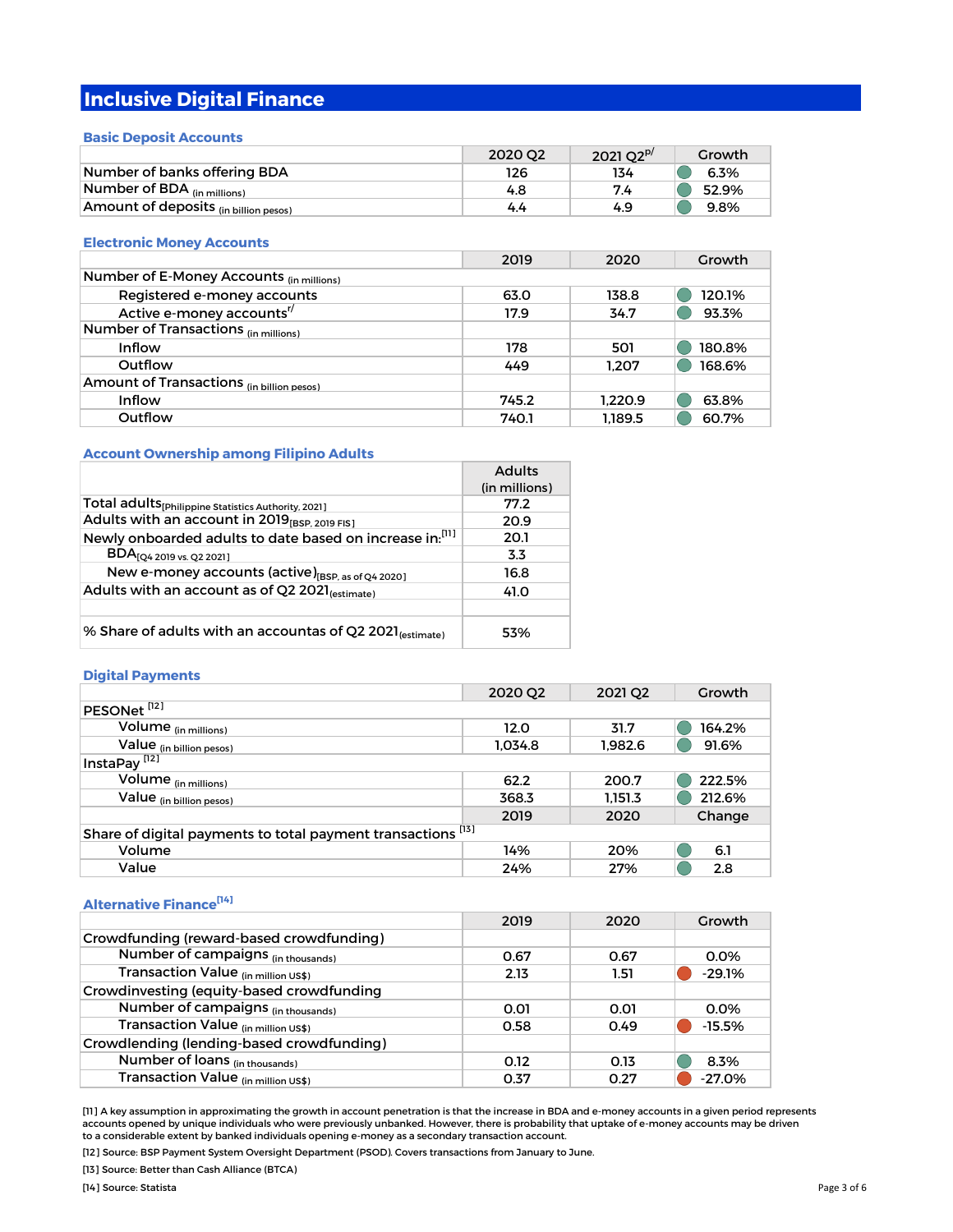# Inclusive Digital Finance

## Basic Deposit Accounts

| | 2020 Q2 | 2021 Q2[p/] | Growth |
|---|---|---|---|
| Number of banks offering BDA | 126 | 134 | 6.3% |
| Number of BDA (in millions) | 4.8 | 7.4 | 52.9% |
| Amount of deposits (in billion pesos) | 4.4 | 4.9 | 9.8% |

## Electronic Money Accounts

| | 2019 | 2020 | Growth |
|---|---|---|---|
| Number of E-Money Accounts (in millions) | | | |
| Registered e-money accounts | 63.0 | 138.8 | 120.1% |
| Active e-money accounts[r/] | 17.9 | 34.7 | 93.3% |
| Number of Transactions (in millions) | | | |
| Inflow | 178 | 501 | 180.8% |
| Outflow | 449 | 1,207 | 168.6% |
| Amount of Transactions (in billion pesos) | | | |
| Inflow | 745.2 | 1,220.9 | 63.8% |
| Outflow | 740.1 | 1,189.5 | 60.7% |

## Account Ownership among Filipino Adults

| | Adults (in millions) |
|---|---|
| Total adults [Philippine Statistics Authority, 2021] | 77.2 |
| Adults with an account in 2019 [BSP, 2019 FIS] | 20.9 |
| Newly onboarded adults to date based on increase in:[11] | 20.1 |
| BDA [Q4 2019 vs. Q2 2021] | 3.3 |
| New e-money accounts (active) [BSP, as of Q4 2020] | 16.8 |
| Adults with an account as of Q2 2021 (estimate) | 41.0 |
| | |
| % Share of adults with an accountas of Q2 2021 (estimate) | 53% |

## Digital Payments

| | 2020 Q2 | 2021 Q2 | Growth |
|---|---|---|---|
| PESONet [12] | | | |
| Volume (in millions) | 12.0 | 31.7 | 164.2% |
| Value (in billion pesos) | 1,034.8 | 1,982.6 | 91.6% |
| InstaPay [12] | | | |
| Volume (in millions) | 62.2 | 200.7 | 222.5% |
| Value (in billion pesos) | 368.3 | 1,151.3 | 212.6% |
| | 2019 | 2020 | Change |
| Share of digital payments to total payment transactions [13] | | | |
| Volume | 14% | 20% | 6.1 |
| Value | 24% | 27% | 2.8 |

## Alternative Finance[14]

| | 2019 | 2020 | Growth |
|---|---|---|---|
| Crowdfunding (reward-based crowdfunding) | | | |
| Number of campaigns (in thousands) | 0.67 | 0.67 | 0.0% |
| Transaction Value (in million US$) | 2.13 | 1.51 | -29.1% |
| Crowdinvesting (equity-based crowdfunding | | | |
| Number of campaigns (in thousands) | 0.01 | 0.01 | 0.0% |
| Transaction Value (in million US$) | 0.58 | 0.49 | -15.5% |
| Crowdlending (lending-based crowdfunding) | | | |
| Number of loans (in thousands) | 0.12 | 0.13 | 8.3% |
| Transaction Value (in million US$) | 0.37 | 0.27 | -27.0% |

[11] A key assumption in approximating the growth in account penetration is that the increase in BDA and e-money accounts in a given period represents accounts opened by unique individuals who were previously unbanked. However, there is probability that uptake of e-money accounts may be driven to a considerable extent by banked individuals opening e-money as a secondary transaction account.

[12] Source: BSP Payment System Oversight Department (PSOD). Covers transactions from January to June.

[13] Source: Better than Cash Alliance (BTCA)

[14] Source: Statista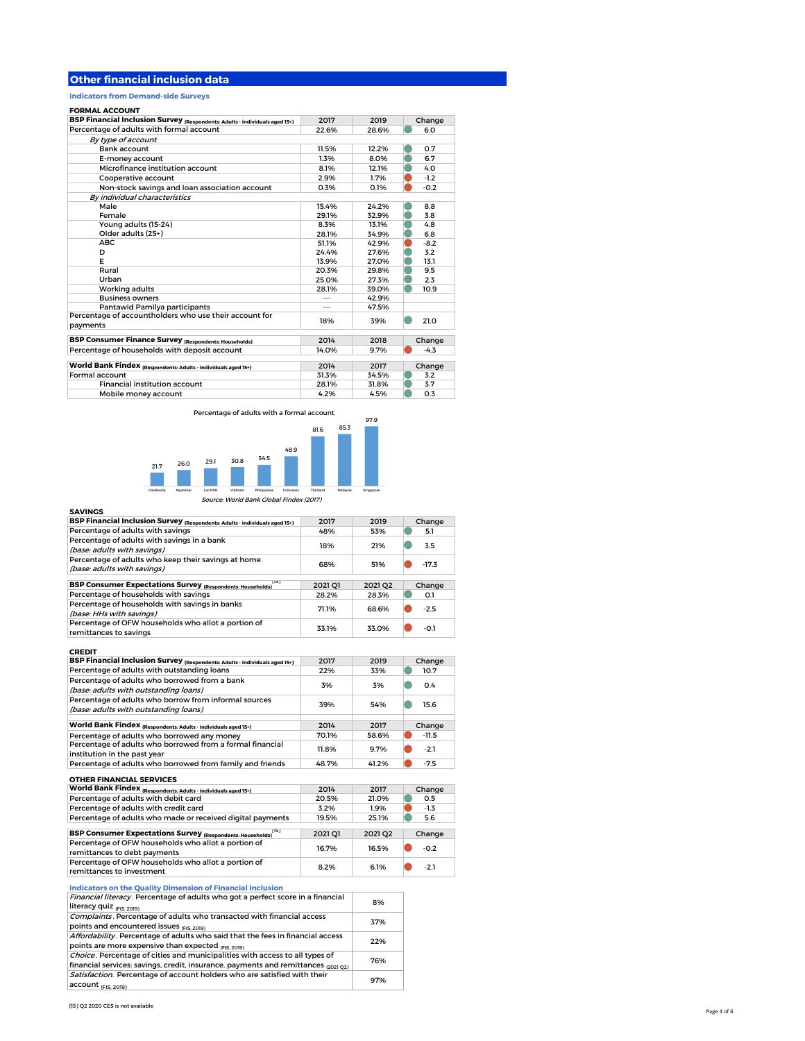## Other financial inclusion data

### Indicators from Demand-side Surveys

**FORMAL ACCOUNT**

| **BSP Financial Inclusion Survey** (Respondents: Adults - individuals aged 15+) | 2017 | 2019 | Change |
|---|---|---|---|
| Percentage of adults with formal account | 22.6% | 28.6% | 6.0 |
| *By type of account* | | | |
| Bank account | 11.5% | 12.2% | 0.7 |
| E-money account | 1.3% | 8.0% | 6.7 |
| Microfinance institution account | 8.1% | 12.1% | 4.0 |
| Cooperative account | 2.9% | 1.7% | -1.2 |
| Non-stock savings and loan association account | 0.3% | 0.1% | -0.2 |
| *By individual characteristics* | | | |
| Male | 15.4% | 24.2% | 8.8 |
| Female | 29.1% | 32.9% | 3.8 |
| Young adults (15-24) | 8.3% | 13.1% | 4.8 |
| Older adults (25+) | 28.1% | 34.9% | 6.8 |
| ABC | 51.1% | 42.9% | -8.2 |
| D | 24.4% | 27.6% | 3.2 |
| E | 13.9% | 27.0% | 13.1 |
| Rural | 20.3% | 29.8% | 9.5 |
| Urban | 25.0% | 27.3% | 2.3 |
| Working adults | 28.1% | 39.0% | 10.9 |
| Business owners | --- | 42.9% | |
| Pantawid Pamilya participants | --- | 47.5% | |
| Percentage of accountholders who use their account for payments | 18% | 39% | 21.0 |

| **BSP Consumer Finance Survey** (Respondents: Households) | 2014 | 2018 | Change |
|---|---|---|---|
| Percentage of households with deposit account | 14.0% | 9.7% | -4.3 |

| **World Bank Findex** (Respondents: Adults - individuals aged 15+) | 2014 | 2017 | Change |
|---|---|---|---|
| Formal account | 31.3% | 34.5% | 3.2 |
| Financial institution account | 28.1% | 31.8% | 3.7 |
| Mobile money account | 4.2% | 4.5% | 0.3 |

Percentage of adults with a formal account

| Cambodia | Myanmar | Lao PDR | Vietnam | Philippines | Indonesia | Thailand | Malaysia | Singapore |
|---|---|---|---|---|---|---|---|---|
| 21.7 | 26.0 | 29.1 | 30.8 | 34.5 | 48.9 | 81.6 | 85.3 | 97.9 |

*Source: World Bank Global Findex (2017)*

**SAVINGS**

| **BSP Financial Inclusion Survey** (Respondents: Adults - individuals aged 15+) | 2017 | 2019 | Change |
|---|---|---|---|
| Percentage of adults with savings | 48% | 53% | 5.1 |
| Percentage of adults with savings in a bank *(base: adults with savings)* | 18% | 21% | 3.5 |
| Percentage of adults who keep their savings at home *(base: adults with savings)* | 68% | 51% | -17.3 |

| **BSP Consumer Expectations Survey** (Respondents: Households)[15] | 2021 Q1 | 2021 Q2 | Change |
|---|---|---|---|
| Percentage of households with savings | 28.2% | 28.3% | 0.1 |
| Percentage of households with savings in banks *(base: HHs with savings)* | 71.1% | 68.6% | -2.5 |
| Percentage of OFW households who allot a portion of remittances to savings | 33.1% | 33.0% | -0.1 |

**CREDIT**

| **BSP Financial Inclusion Survey** (Respondents: Adults - individuals aged 15+) | 2017 | 2019 | Change |
|---|---|---|---|
| Percentage of adults with outstanding loans | 22% | 33% | 10.7 |
| Percentage of adults who borrowed from a bank *(base: adults with outstanding loans)* | 3% | 3% | 0.4 |
| Percentage of adults who borrow from informal sources *(base: adults with outstanding loans)* | 39% | 54% | 15.6 |

| **World Bank Findex** (Respondents: Adults - individuals aged 15+) | 2014 | 2017 | Change |
|---|---|---|---|
| Percentage of adults who borrowed any money | 70.1% | 58.6% | -11.5 |
| Percentage of adults who borrowed from a formal financial institution in the past year | 11.8% | 9.7% | -2.1 |
| Percentage of adults who borrowed from family and friends | 48.7% | 41.2% | -7.5 |

**OTHER FINANCIAL SERVICES**

| **World Bank Findex** (Respondents: Adults - individuals aged 15+) | 2014 | 2017 | Change |
|---|---|---|---|
| Percentage of adults with debit card | 20.5% | 21.0% | 0.5 |
| Percentage of adults with credit card | 3.2% | 1.9% | -1.3 |
| Percentage of adults who made or received digital payments | 19.5% | 25.1% | 5.6 |

| **BSP Consumer Expectations Survey** (Respondents: Households)[15] | 2021 Q1 | 2021 Q2 | Change |
|---|---|---|---|
| Percentage of OFW households who allot a portion of remittances to debt payments | 16.7% | 16.5% | -0.2 |
| Percentage of OFW households who allot a portion of remittances to investment | 8.2% | 6.1% | -2.1 |

### Indicators on the Quality Dimension of Financial Inclusion

| Indicator | Value |
|---|---|
| *Financial literacy*. Percentage of adults who got a perfect score in a financial literacy quiz (FIS, 2019) | 8% |
| *Complaints*. Percentage of adults who transacted with financial access points and encountered issues (FIS, 2019) | 37% |
| *Affordability*. Percentage of adults who said that the fees in financial access points are more expensive than expected (FIS, 2019) | 22% |
| *Choice*. Percentage of cities and municipalities with access to all types of financial services: savings, credit, insurance, payments and remittances (2021 Q2) | 76% |
| *Satisfaction*. Percentage of account holders who are satisfied with their account (FIS, 2019) | 97% |

[15] Q2 2020 CES is not available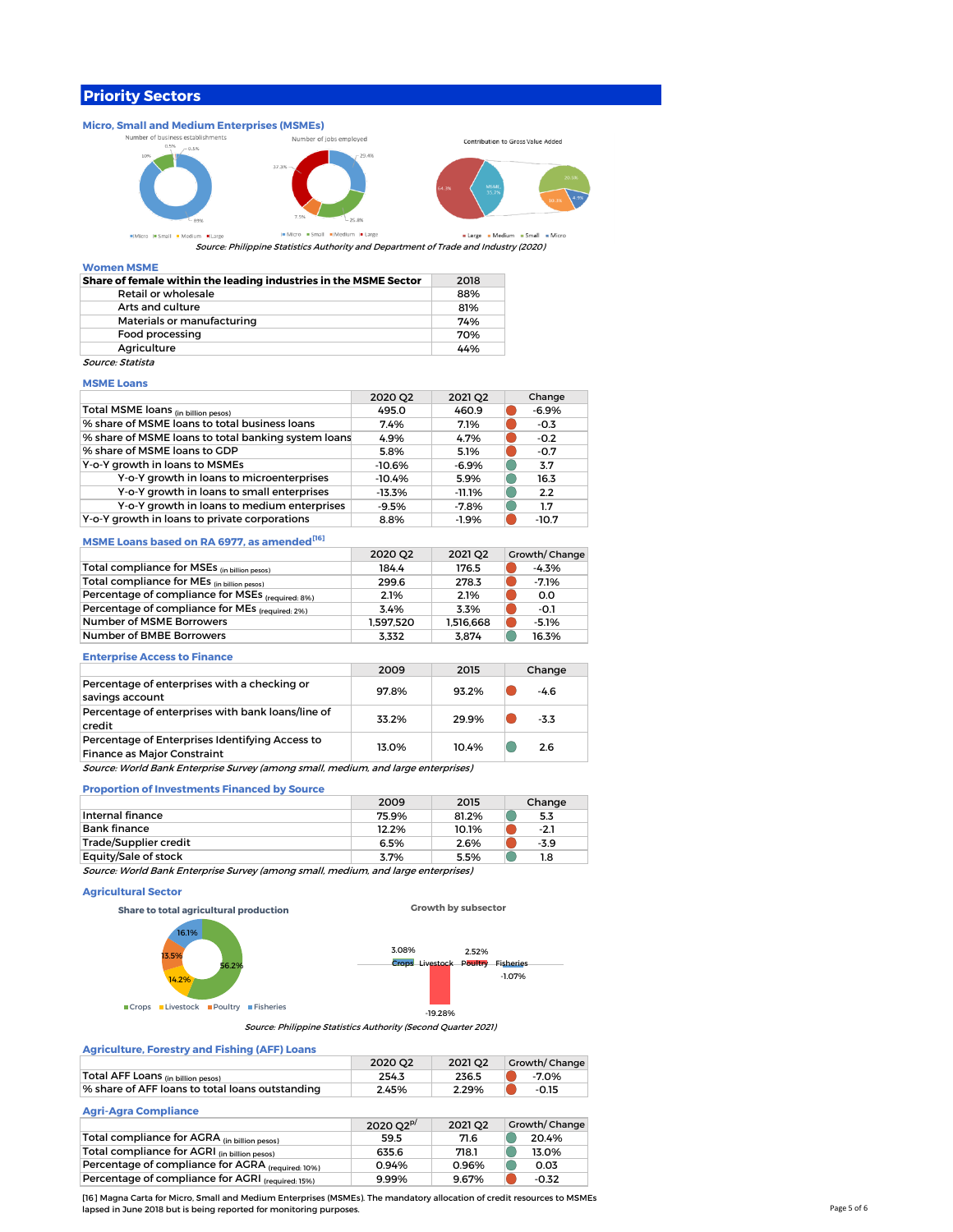# Priority Sectors

## Micro, Small and Medium Enterprises (MSMEs)

*Source: Philippine Statistics Authority and Department of Trade and Industry (2020)*

## Women MSME

| Share of female within the leading industries in the MSME Sector | 2018 |
|---|---|
| Retail or wholesale | 88% |
| Arts and culture | 81% |
| Materials or manufacturing | 74% |
| Food processing | 70% |
| Agriculture | 44% |

*Source: Statista*

## MSME Loans

| | 2020 Q2 | 2021 Q2 | Change |
|---|---|---|---|
| Total MSME loans (in billion pesos) | 495.0 | 460.9 | -6.9% |
| % share of MSME loans to total business loans | 7.4% | 7.1% | -0.3 |
| % share of MSME loans to total banking system loans | 4.9% | 4.7% | -0.2 |
| % share of MSME loans to GDP | 5.8% | 5.1% | -0.7 |
| Y-o-Y growth in loans to MSMEs | -10.6% | -6.9% | 3.7 |
| Y-o-Y growth in loans to microenterprises | -10.4% | 5.9% | 16.3 |
| Y-o-Y growth in loans to small enterprises | -13.3% | -11.1% | 2.2 |
| Y-o-Y growth in loans to medium enterprises | -9.5% | -7.8% | 1.7 |
| Y-o-Y growth in loans to private corporations | 8.8% | -1.9% | -10.7 |

## MSME Loans based on RA 6977, as amended[16]

| | 2020 Q2 | 2021 Q2 | Growth/ Change |
|---|---|---|---|
| Total compliance for MSEs (in billion pesos) | 184.4 | 176.5 | -4.3% |
| Total compliance for MEs (in billion pesos) | 299.6 | 278.3 | -7.1% |
| Percentage of compliance for MSEs (required: 8%) | 2.1% | 2.1% | 0.0 |
| Percentage of compliance for MEs (required: 2%) | 3.4% | 3.3% | -0.1 |
| Number of MSME Borrowers | 1,597,520 | 1,516,668 | -5.1% |
| Number of BMBE Borrowers | 3,332 | 3,874 | 16.3% |

## Enterprise Access to Finance

| | 2009 | 2015 | Change |
|---|---|---|---|
| Percentage of enterprises with a checking or savings account | 97.8% | 93.2% | -4.6 |
| Percentage of enterprises with bank loans/line of credit | 33.2% | 29.9% | -3.3 |
| Percentage of Enterprises Identifying Access to Finance as Major Constraint | 13.0% | 10.4% | 2.6 |

*Source: World Bank Enterprise Survey (among small, medium, and large enterprises)*

## Proportion of Investments Financed by Source

| | 2009 | 2015 | Change |
|---|---|---|---|
| Internal finance | 75.9% | 81.2% | 5.3 |
| Bank finance | 12.2% | 10.1% | -2.1 |
| Trade/Supplier credit | 6.5% | 2.6% | -3.9 |
| Equity/Sale of stock | 3.7% | 5.5% | 1.8 |

*Source: World Bank Enterprise Survey (among small, medium, and large enterprises)*

## Agricultural Sector

*Source: Philippine Statistics Authority (Second Quarter 2021)*

## Agriculture, Forestry and Fishing (AFF) Loans

| | 2020 Q2 | 2021 Q2 | Growth/ Change |
|---|---|---|---|
| Total AFF Loans (in billion pesos) | 254.3 | 236.5 | -7.0% |
| % share of AFF loans to total loans outstanding | 2.45% | 2.29% | -0.15 |

## Agri-Agra Compliance

| | 2020 Q2[p/] | 2021 Q2 | Growth/ Change |
|---|---|---|---|
| Total compliance for AGRA (in billion pesos) | 59.5 | 71.6 | 20.4% |
| Total compliance for AGRI (in billion pesos) | 635.6 | 718.1 | 13.0% |
| Percentage of compliance for AGRA (required: 10%) | 0.94% | 0.96% | 0.03 |
| Percentage of compliance for AGRI (required: 15%) | 9.99% | 9.67% | -0.32 |

[16] Magna Carta for Micro, Small and Medium Enterprises (MSMEs). The mandatory allocation of credit resources to MSMEs lapsed in June 2018 but is being reported for monitoring purposes.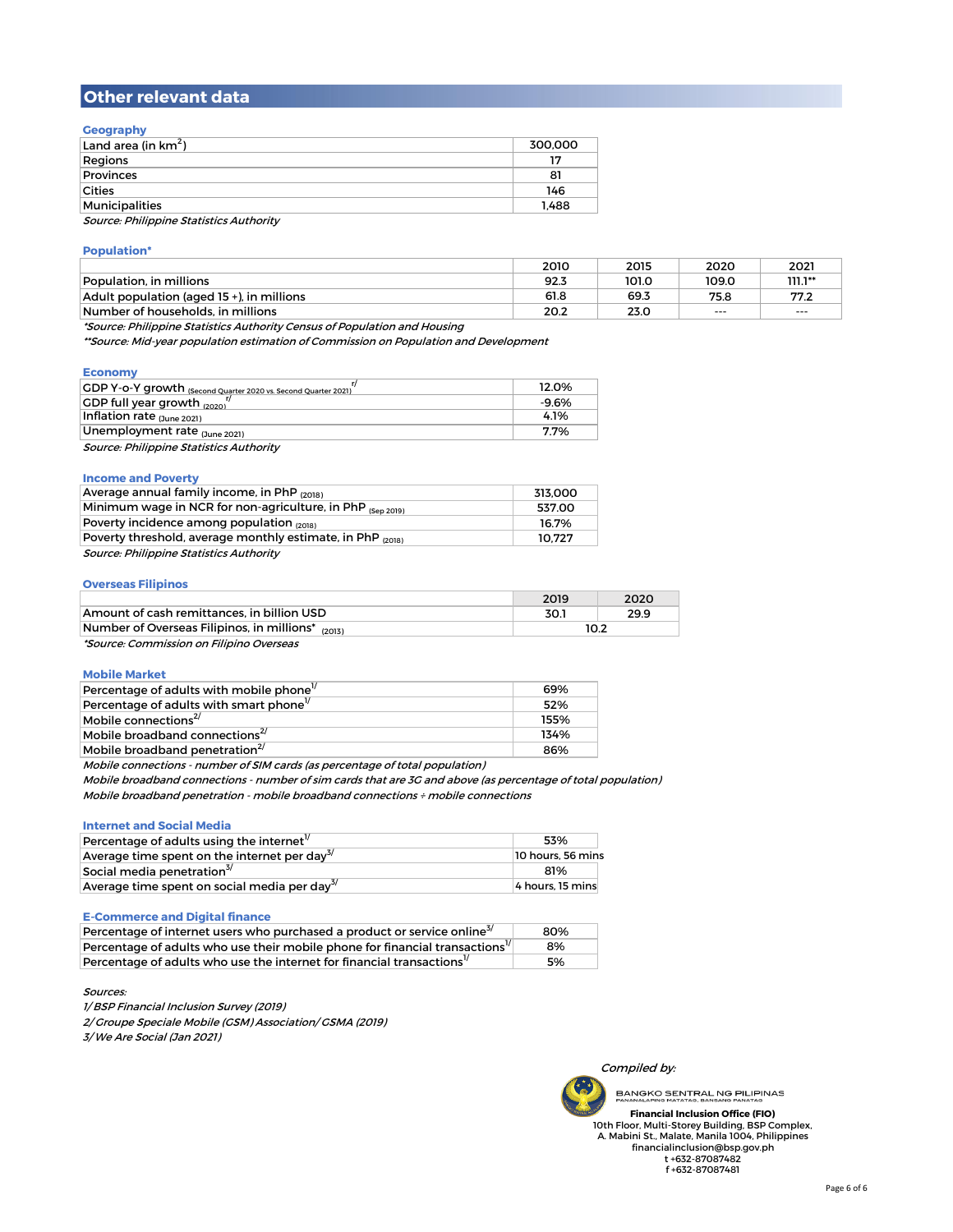## Other relevant data

### Geography

| | |
|---|---|
| Land area (in $km^2$) | 300,000 |
| Regions | 17 |
| Provinces | 81 |
| Cities | 146 |
| Municipalities | 1,488 |

*Source: Philippine Statistics Authority*

### Population*

| | 2010 | 2015 | 2020 | 2021 |
|---|---|---|---|---|
| Population, in millions | 92.3 | 101.0 | 109.0 | 111.1** |
| Adult population (aged 15 +), in millions | 61.8 | 69.3 | 75.8 | 77.2 |
| Number of households, in millions | 20.2 | 23.0 | --- | --- |

*\*Source: Philippine Statistics Authority Census of Population and Housing*

*\*\*Source: Mid-year population estimation of Commission on Population and Development*

### Economy

| | |
|---|---|
| GDP Y-o-Y growth (Second Quarter 2020 vs. Second Quarter 2021) r/ | 12.0% |
| GDP full year growth (2020) r/ | -9.6% |
| Inflation rate (June 2021) | 4.1% |
| Unemployment rate (June 2021) | 7.7% |

*Source: Philippine Statistics Authority*

### Income and Poverty

| | |
|---|---|
| Average annual family income, in PhP (2018) | 313,000 |
| Minimum wage in NCR for non-agriculture, in PhP (Sep 2019) | 537.00 |
| Poverty incidence among population (2018) | 16.7% |
| Poverty threshold, average monthly estimate, in PhP (2018) | 10,727 |

*Source: Philippine Statistics Authority*

### Overseas Filipinos

| | 2019 | 2020 |
|---|---|---|
| Amount of cash remittances, in billion USD | 30.1 | 29.9 |
| Number of Overseas Filipinos, in millions* (2013) | 10.2 | |

*\*Source: Commission on Filipino Overseas*

### Mobile Market

| | |
|---|---|
| Percentage of adults with mobile phone[1/] | 69% |
| Percentage of adults with smart phone[1/] | 52% |
| Mobile connections[2/] | 155% |
| Mobile broadband connections[2/] | 134% |
| Mobile broadband penetration[2/] | 86% |

*Mobile connections - number of SIM cards (as percentage of total population)*

*Mobile broadband connections - number of sim cards that are 3G and above (as percentage of total population)*

*Mobile broadband penetration - mobile broadband connections ÷ mobile connections*

### Internet and Social Media

| | |
|---|---|
| Percentage of adults using the internet[1/] | 53% |
| Average time spent on the internet per day[3/] | 10 hours, 56 mins |
| Social media penetration[3/] | 81% |
| Average time spent on social media per day[3/] | 4 hours, 15 mins |

### E-Commerce and Digital finance

| | |
|---|---|
| Percentage of internet users who purchased a product or service online[3/] | 80% |
| Percentage of adults who use their mobile phone for financial transactions[1/] | 8% |
| Percentage of adults who use the internet for financial transactions[1/] | 5% |

*Sources:*

*1/ BSP Financial Inclusion Survey (2019)*

*2/ Groupe Speciale Mobile (GSM) Association/ GSMA (2019)*

*3/ We Are Social (Jan 2021)*

*Compiled by:*

BANGKO SENTRAL NG PILIPINAS

**Financial Inclusion Office (FIO)**

10th Floor, Multi-Storey Building, BSP Complex,
A. Mabini St., Malate, Manila 1004, Philippines
financialinclusion@bsp.gov.ph
t +632-87087482
f +632-87087481